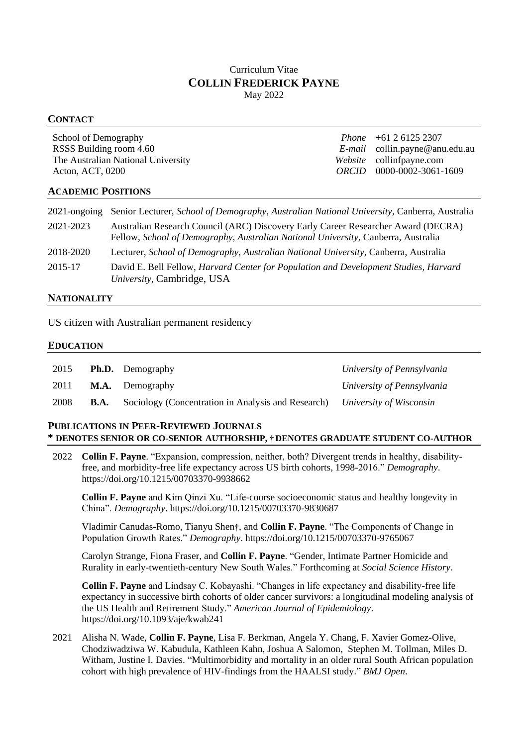Curriculum Vitae

# COLLIN FREDERICK PAYNE

May 2022

## CONTACT

School of Demography
RSSS Building room 4.60
The Australian National University
Acton, ACT, 0200

*Phone* +61 2 6125 2307
*E-mail* collin.payne@anu.edu.au
*Website* collinfpayne.com
*ORCID* 0000-0002-3061-1609

## ACADEMIC POSITIONS

| | |
|---|---|
| 2021-ongoing | Senior Lecturer, *School of Demography*, *Australian National University*, Canberra, Australia |
| 2021-2023 | Australian Research Council (ARC) Discovery Early Career Researcher Award (DECRA) Fellow, *School of Demography, Australian National University*, Canberra, Australia |
| 2018-2020 | Lecturer, *School of Demography*, *Australian National University*, Canberra, Australia |
| 2015-17 | David E. Bell Fellow, *Harvard Center for Population and Development Studies, Harvard University*, Cambridge, USA |

## NATIONALITY

US citizen with Australian permanent residency

## EDUCATION

| | | | |
|---|---|---|---|
| 2015 | **Ph.D.** | Demography | *University of Pennsylvania* |
| 2011 | **M.A.** | Demography | *University of Pennsylvania* |
| 2008 | **B.A.** | Sociology (Concentration in Analysis and Research) | *University of Wisconsin* |

## PUBLICATIONS IN PEER-REVIEWED JOURNALS

**\* DENOTES SENIOR OR CO-SENIOR AUTHORSHIP, † DENOTES GRADUATE STUDENT CO-AUTHOR**

2022

**Collin F. Payne**. "Expansion, compression, neither, both? Divergent trends in healthy, disability-free, and morbidity-free life expectancy across US birth cohorts, 1998-2016." *Demography*. https://doi.org/10.1215/00703370-9938662

**Collin F. Payne** and Kim Qinzi Xu. "Life-course socioeconomic status and healthy longevity in China". *Demography*. https://doi.org/10.1215/00703370-9830687

Vladimir Canudas-Romo, Tianyu Shen†, and **Collin F. Payne**. "The Components of Change in Population Growth Rates." *Demography*. https://doi.org/10.1215/00703370-9765067

Carolyn Strange, Fiona Fraser, and **Collin F. Payne**. "Gender, Intimate Partner Homicide and Rurality in early-twentieth-century New South Wales." Forthcoming at *Social Science History*.

**Collin F. Payne** and Lindsay C. Kobayashi. "Changes in life expectancy and disability-free life expectancy in successive birth cohorts of older cancer survivors: a longitudinal modeling analysis of the US Health and Retirement Study." *American Journal of Epidemiology*. https://doi.org/10.1093/aje/kwab241

2021

Alisha N. Wade, **Collin F. Payne**, Lisa F. Berkman, Angela Y. Chang, F. Xavier Gomez-Olive, Chodziwadziwa W. Kabudula, Kathleen Kahn, Joshua A Salomon, Stephen M. Tollman, Miles D. Witham, Justine I. Davies. "Multimorbidity and mortality in an older rural South African population cohort with high prevalence of HIV-findings from the HAALSI study." *BMJ Open*.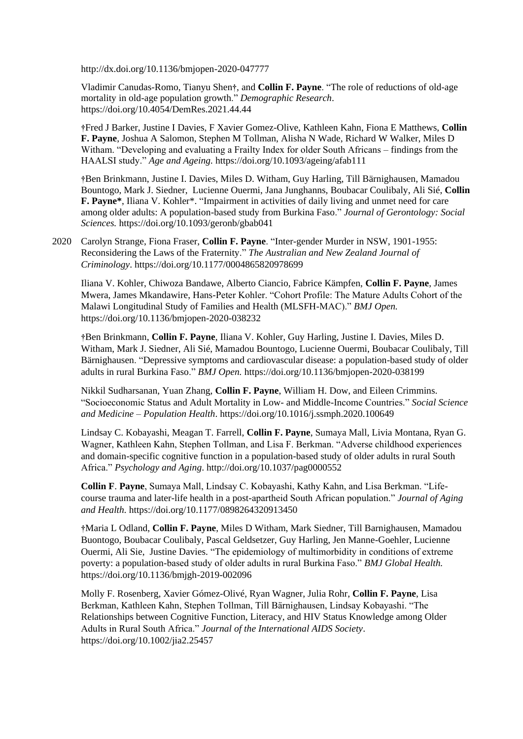http://dx.doi.org/10.1136/bmjopen-2020-047777

Vladimir Canudas-Romo, Tianyu Shen†, and **Collin F. Payne**. "The role of reductions of old-age mortality in old-age population growth." *Demographic Research*. https://doi.org/10.4054/DemRes.2021.44.44

†Fred J Barker, Justine I Davies, F Xavier Gomez-Olive, Kathleen Kahn, Fiona E Matthews, **Collin F. Payne**, Joshua A Salomon, Stephen M Tollman, Alisha N Wade, Richard W Walker, Miles D Witham. "Developing and evaluating a Frailty Index for older South Africans – findings from the HAALSI study." *Age and Ageing.* https://doi.org/10.1093/ageing/afab111

†Ben Brinkmann, Justine I. Davies, Miles D. Witham, Guy Harling, Till Bärnighausen, Mamadou Bountogo, Mark J. Siedner, Lucienne Ouermi, Jana Junghanns, Boubacar Coulibaly, Ali Sié, **Collin F. Payne***, Iliana V. Kohler*. "Impairment in activities of daily living and unmet need for care among older adults: A population-based study from Burkina Faso." *Journal of Gerontology: Social Sciences.* https://doi.org/10.1093/geronb/gbab041

2020 Carolyn Strange, Fiona Fraser, **Collin F. Payne**. "Inter-gender Murder in NSW, 1901-1955: Reconsidering the Laws of the Fraternity." *The Australian and New Zealand Journal of Criminology*. https://doi.org/10.1177/0004865820978699

Iliana V. Kohler, Chiwoza Bandawe, Alberto Ciancio, Fabrice Kämpfen, **Collin F. Payne**, James Mwera, James Mkandawire, Hans-Peter Kohler. "Cohort Profile: The Mature Adults Cohort of the Malawi Longitudinal Study of Families and Health (MLSFH-MAC)." *BMJ Open.* https://doi.org/10.1136/bmjopen-2020-038232

†Ben Brinkmann, **Collin F. Payne**, Iliana V. Kohler, Guy Harling, Justine I. Davies, Miles D. Witham, Mark J. Siedner, Ali Sié, Mamadou Bountogo, Lucienne Ouermi, Boubacar Coulibaly, Till Bärnighausen. "Depressive symptoms and cardiovascular disease: a population-based study of older adults in rural Burkina Faso." *BMJ Open.* https://doi.org/10.1136/bmjopen-2020-038199

Nikkil Sudharsanan, Yuan Zhang, **Collin F. Payne**, William H. Dow, and Eileen Crimmins. "Socioeconomic Status and Adult Mortality in Low- and Middle-Income Countries." *Social Science and Medicine – Population Health*. https://doi.org/10.1016/j.ssmph.2020.100649

Lindsay C. Kobayashi, Meagan T. Farrell, **Collin F. Payne**, Sumaya Mall, Livia Montana, Ryan G. Wagner, Kathleen Kahn, Stephen Tollman, and Lisa F. Berkman. "Adverse childhood experiences and domain-specific cognitive function in a population-based study of older adults in rural South Africa." *Psychology and Aging*. http://doi.org/10.1037/pag0000552

**Collin F**. **Payne**, Sumaya Mall, Lindsay C. Kobayashi, Kathy Kahn, and Lisa Berkman. "Life-course trauma and later-life health in a post-apartheid South African population." *Journal of Aging and Health.* https://doi.org/10.1177/0898264320913450

†Maria L Odland, **Collin F. Payne**, Miles D Witham, Mark Siedner, Till Barnighausen, Mamadou Buontogo, Boubacar Coulibaly, Pascal Geldsetzer, Guy Harling, Jen Manne-Goehler, Lucienne Ouermi, Ali Sie, Justine Davies. "The epidemiology of multimorbidity in conditions of extreme poverty: a population-based study of older adults in rural Burkina Faso." *BMJ Global Health.* https://doi.org/10.1136/bmjgh-2019-002096

Molly F. Rosenberg, Xavier Gómez-Olivé, Ryan Wagner, Julia Rohr, **Collin F. Payne**, Lisa Berkman, Kathleen Kahn, Stephen Tollman, Till Bärnighausen, Lindsay Kobayashi. "The Relationships between Cognitive Function, Literacy, and HIV Status Knowledge among Older Adults in Rural South Africa." *Journal of the International AIDS Society*. https://doi.org/10.1002/jia2.25457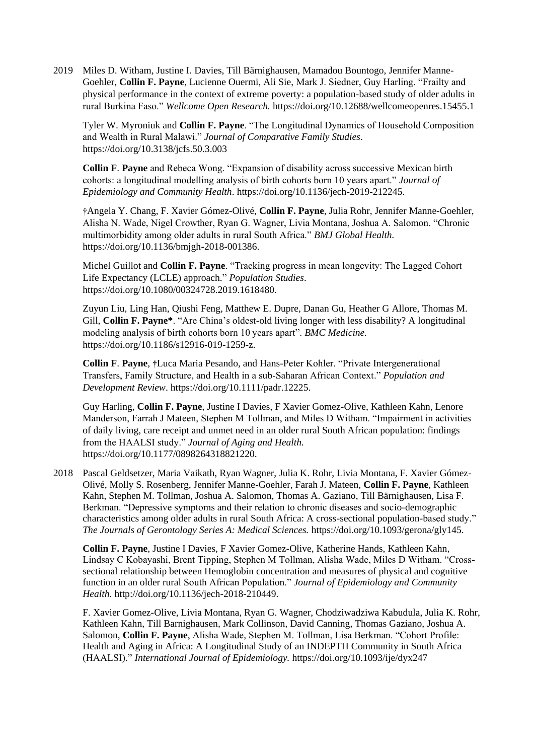2019 Miles D. Witham, Justine I. Davies, Till Bärnighausen, Mamadou Bountogo, Jennifer Manne-Goehler, **Collin F. Payne**, Lucienne Ouermi, Ali Sie, Mark J. Siedner, Guy Harling. "Frailty and physical performance in the context of extreme poverty: a population-based study of older adults in rural Burkina Faso." *Wellcome Open Research.* https://doi.org/10.12688/wellcomeopenres.15455.1

Tyler W. Myroniuk and **Collin F. Payne**. "The Longitudinal Dynamics of Household Composition and Wealth in Rural Malawi." *Journal of Comparative Family Studies*. https://doi.org/10.3138/jcfs.50.3.003

**Collin F**. **Payne** and Rebeca Wong. "Expansion of disability across successive Mexican birth cohorts: a longitudinal modelling analysis of birth cohorts born 10 years apart." *Journal of Epidemiology and Community Health*. https://doi.org/10.1136/jech-2019-212245.

†Angela Y. Chang, F. Xavier Gómez-Olivé, **Collin F. Payne**, Julia Rohr, Jennifer Manne-Goehler, Alisha N. Wade, Nigel Crowther, Ryan G. Wagner, Livia Montana, Joshua A. Salomon. "Chronic multimorbidity among older adults in rural South Africa." *BMJ Global Health.* https://doi.org/10.1136/bmjgh-2018-001386.

Michel Guillot and **Collin F. Payne**. "Tracking progress in mean longevity: The Lagged Cohort Life Expectancy (LCLE) approach." *Population Studies*. https://doi.org/10.1080/00324728.2019.1618480.

Zuyun Liu, Ling Han, Qiushi Feng, Matthew E. Dupre, Danan Gu, Heather G Allore, Thomas M. Gill, **Collin F. Payne\***. "Are China's oldest-old living longer with less disability? A longitudinal modeling analysis of birth cohorts born 10 years apart". *BMC Medicine.* https://doi.org/10.1186/s12916-019-1259-z.

**Collin F**. **Payne**, †Luca Maria Pesando, and Hans-Peter Kohler. "Private Intergenerational Transfers, Family Structure, and Health in a sub-Saharan African Context." *Population and Development Review*. https://doi.org/10.1111/padr.12225.

Guy Harling, **Collin F. Payne**, Justine I Davies, F Xavier Gomez-Olive, Kathleen Kahn, Lenore Manderson, Farrah J Mateen, Stephen M Tollman, and Miles D Witham. "Impairment in activities of daily living, care receipt and unmet need in an older rural South African population: findings from the HAALSI study." *Journal of Aging and Health.* https://doi.org/10.1177/0898264318821220.

2018 Pascal Geldsetzer, Maria Vaikath, Ryan Wagner, Julia K. Rohr, Livia Montana, F. Xavier Gómez-Olivé, Molly S. Rosenberg, Jennifer Manne-Goehler, Farah J. Mateen, **Collin F. Payne**, Kathleen Kahn, Stephen M. Tollman, Joshua A. Salomon, Thomas A. Gaziano, Till Bärnighausen, Lisa F. Berkman. "Depressive symptoms and their relation to chronic diseases and socio-demographic characteristics among older adults in rural South Africa: A cross-sectional population-based study." *The Journals of Gerontology Series A: Medical Sciences.* https://doi.org/10.1093/gerona/gly145.

**Collin F. Payne**, Justine I Davies, F Xavier Gomez-Olive, Katherine Hands, Kathleen Kahn, Lindsay C Kobayashi, Brent Tipping, Stephen M Tollman, Alisha Wade, Miles D Witham. "Cross-sectional relationship between Hemoglobin concentration and measures of physical and cognitive function in an older rural South African Population." *Journal of Epidemiology and Community Health*. http://doi.org/10.1136/jech-2018-210449.

F. Xavier Gomez-Olive, Livia Montana, Ryan G. Wagner, Chodziwadziwa Kabudula, Julia K. Rohr, Kathleen Kahn, Till Barnighausen, Mark Collinson, David Canning, Thomas Gaziano, Joshua A. Salomon, **Collin F. Payne**, Alisha Wade, Stephen M. Tollman, Lisa Berkman. "Cohort Profile: Health and Aging in Africa: A Longitudinal Study of an INDEPTH Community in South Africa (HAALSI)." *International Journal of Epidemiology.* https://doi.org/10.1093/ije/dyx247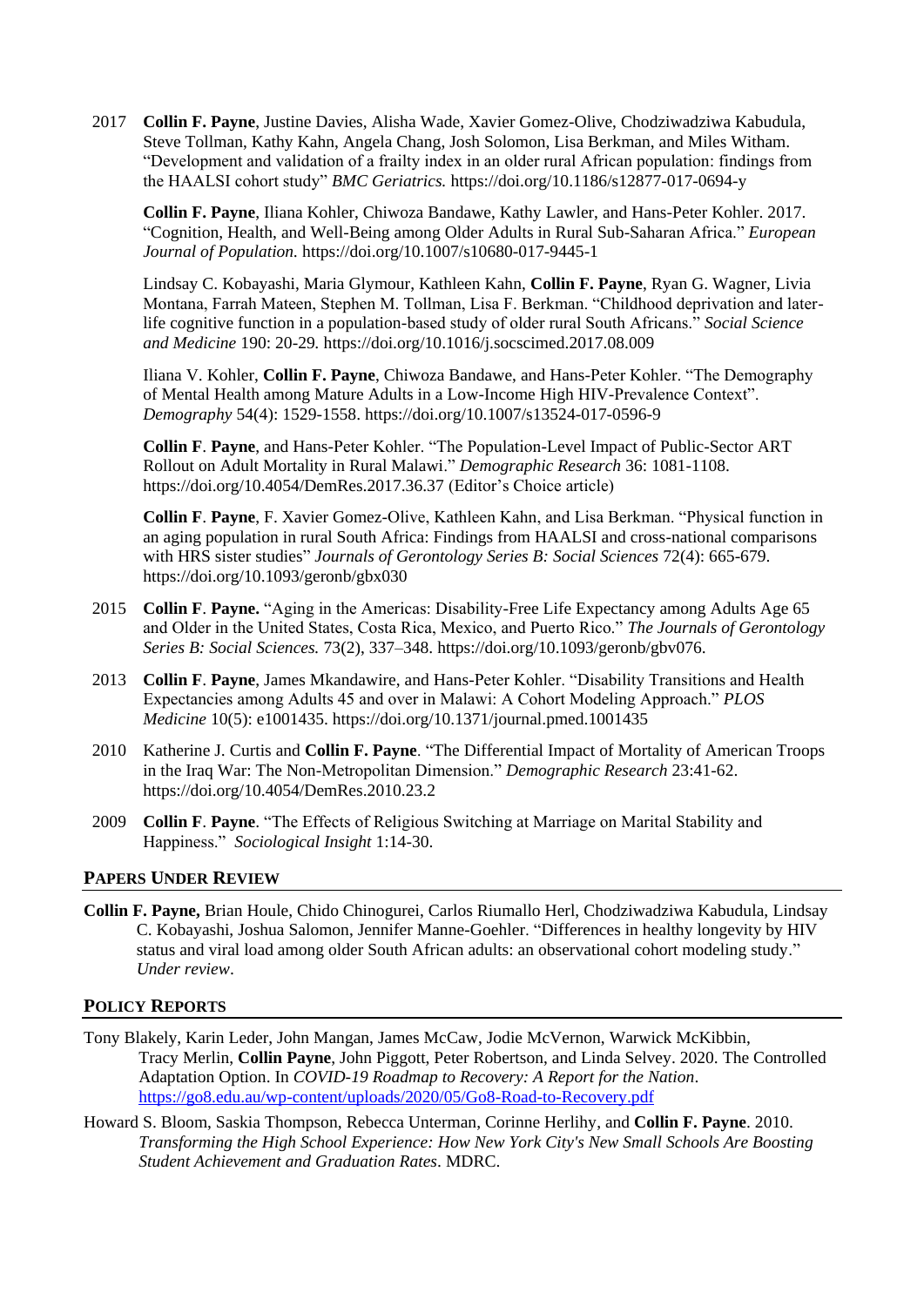2017 **Collin F. Payne**, Justine Davies, Alisha Wade, Xavier Gomez-Olive, Chodziwadziwa Kabudula, Steve Tollman, Kathy Kahn, Angela Chang, Josh Solomon, Lisa Berkman, and Miles Witham. "Development and validation of a frailty index in an older rural African population: findings from the HAALSI cohort study" *BMC Geriatrics.* https://doi.org/10.1186/s12877-017-0694-y

**Collin F. Payne**, Iliana Kohler, Chiwoza Bandawe, Kathy Lawler, and Hans-Peter Kohler. 2017. "Cognition, Health, and Well-Being among Older Adults in Rural Sub-Saharan Africa." *European Journal of Population.* https://doi.org/10.1007/s10680-017-9445-1

Lindsay C. Kobayashi, Maria Glymour, Kathleen Kahn, **Collin F. Payne**, Ryan G. Wagner, Livia Montana, Farrah Mateen, Stephen M. Tollman, Lisa F. Berkman. "Childhood deprivation and later-life cognitive function in a population-based study of older rural South Africans." *Social Science and Medicine* 190: 20-29. https://doi.org/10.1016/j.socscimed.2017.08.009

Iliana V. Kohler, **Collin F. Payne**, Chiwoza Bandawe, and Hans-Peter Kohler. "The Demography of Mental Health among Mature Adults in a Low-Income High HIV-Prevalence Context". *Demography* 54(4): 1529-1558. https://doi.org/10.1007/s13524-017-0596-9

**Collin F. Payne**, and Hans-Peter Kohler. "The Population-Level Impact of Public-Sector ART Rollout on Adult Mortality in Rural Malawi." *Demographic Research* 36: 1081-1108. https://doi.org/10.4054/DemRes.2017.36.37 (Editor's Choice article)

**Collin F. Payne**, F. Xavier Gomez-Olive, Kathleen Kahn, and Lisa Berkman. "Physical function in an aging population in rural South Africa: Findings from HAALSI and cross-national comparisons with HRS sister studies" *Journals of Gerontology Series B: Social Sciences* 72(4): 665-679. https://doi.org/10.1093/geronb/gbx030

2015 **Collin F. Payne.** "Aging in the Americas: Disability-Free Life Expectancy among Adults Age 65 and Older in the United States, Costa Rica, Mexico, and Puerto Rico." *The Journals of Gerontology Series B: Social Sciences.* 73(2), 337–348. https://doi.org/10.1093/geronb/gbv076.

2013 **Collin F. Payne**, James Mkandawire, and Hans-Peter Kohler. "Disability Transitions and Health Expectancies among Adults 45 and over in Malawi: A Cohort Modeling Approach." *PLOS Medicine* 10(5): e1001435. https://doi.org/10.1371/journal.pmed.1001435

2010 Katherine J. Curtis and **Collin F. Payne**. "The Differential Impact of Mortality of American Troops in the Iraq War: The Non-Metropolitan Dimension." *Demographic Research* 23:41-62. https://doi.org/10.4054/DemRes.2010.23.2

2009 **Collin F. Payne**. "The Effects of Religious Switching at Marriage on Marital Stability and Happiness." *Sociological Insight* 1:14-30.

## PAPERS UNDER REVIEW

**Collin F. Payne,** Brian Houle, Chido Chinogurei, Carlos Riumallo Herl, Chodziwadziwa Kabudula, Lindsay C. Kobayashi, Joshua Salomon, Jennifer Manne-Goehler. "Differences in healthy longevity by HIV status and viral load among older South African adults: an observational cohort modeling study." *Under review*.

## POLICY REPORTS

Tony Blakely, Karin Leder, John Mangan, James McCaw, Jodie McVernon, Warwick McKibbin, Tracy Merlin, **Collin Payne**, John Piggott, Peter Robertson, and Linda Selvey. 2020. The Controlled Adaptation Option. In *COVID-19 Roadmap to Recovery: A Report for the Nation*. https://go8.edu.au/wp-content/uploads/2020/05/Go8-Road-to-Recovery.pdf

Howard S. Bloom, Saskia Thompson, Rebecca Unterman, Corinne Herlihy, and **Collin F. Payne**. 2010. *Transforming the High School Experience: How New York City's New Small Schools Are Boosting Student Achievement and Graduation Rates*. MDRC.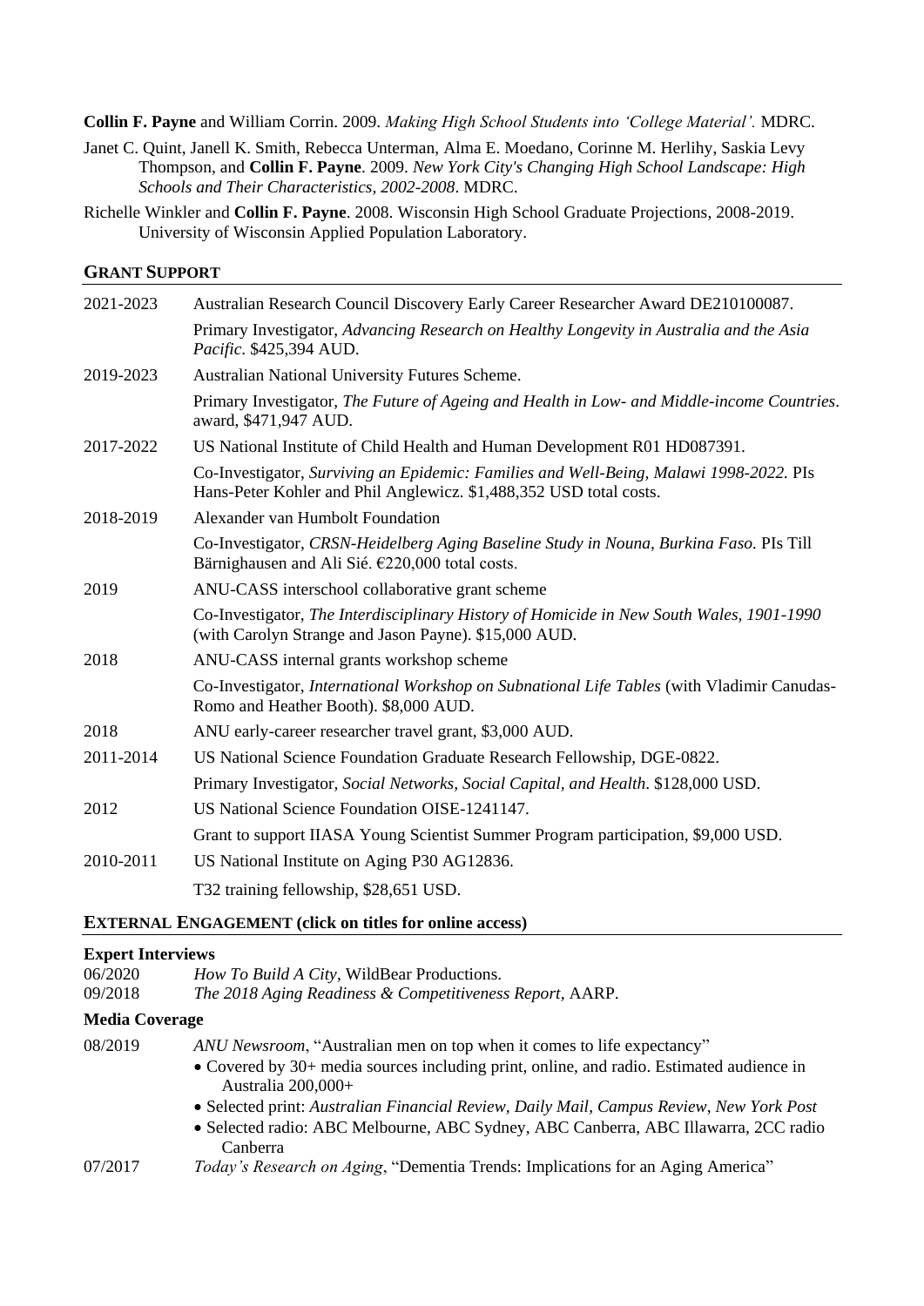**Collin F. Payne** and William Corrin. 2009. *Making High School Students into 'College Material'.* MDRC.

Janet C. Quint, Janell K. Smith, Rebecca Unterman, Alma E. Moedano, Corinne M. Herlihy, Saskia Levy Thompson, and **Collin F. Payne**. 2009. *New York City's Changing High School Landscape: High Schools and Their Characteristics, 2002-2008*. MDRC.

Richelle Winkler and **Collin F. Payne**. 2008. Wisconsin High School Graduate Projections, 2008-2019. University of Wisconsin Applied Population Laboratory.

## GRANT SUPPORT

2021-2023 — Australian Research Council Discovery Early Career Researcher Award DE210100087.
Primary Investigator, *Advancing Research on Healthy Longevity in Australia and the Asia Pacific*. $425,394 AUD.

2019-2023 — Australian National University Futures Scheme.
Primary Investigator, *The Future of Ageing and Health in Low- and Middle-income Countries*. award, $471,947 AUD.

2017-2022 — US National Institute of Child Health and Human Development R01 HD087391.
Co-Investigator, *Surviving an Epidemic: Families and Well-Being, Malawi 1998-2022.* PIs Hans-Peter Kohler and Phil Anglewicz. $1,488,352 USD total costs.

2018-2019 — Alexander van Humbolt Foundation
Co-Investigator, *CRSN-Heidelberg Aging Baseline Study in Nouna, Burkina Faso.* PIs Till Bärnighausen and Ali Sié. €220,000 total costs.

2019 — ANU-CASS interschool collaborative grant scheme
Co-Investigator, *The Interdisciplinary History of Homicide in New South Wales, 1901-1990* (with Carolyn Strange and Jason Payne). $15,000 AUD.

2018 — ANU-CASS internal grants workshop scheme
Co-Investigator, *International Workshop on Subnational Life Tables* (with Vladimir Canudas-Romo and Heather Booth). $8,000 AUD.

2018 — ANU early-career researcher travel grant, $3,000 AUD.

2011-2014 — US National Science Foundation Graduate Research Fellowship, DGE-0822.
Primary Investigator, *Social Networks, Social Capital, and Health*. $128,000 USD.

2012 — US National Science Foundation OISE-1241147.
Grant to support IIASA Young Scientist Summer Program participation, $9,000 USD.

2010-2011 — US National Institute on Aging P30 AG12836.
T32 training fellowship, $28,651 USD.

## EXTERNAL ENGAGEMENT (click on titles for online access)

### Expert Interviews

06/2020 — *How To Build A City*, WildBear Productions.

09/2018 — *The 2018 Aging Readiness & Competitiveness Report*, AARP.

### Media Coverage

08/2019 — *ANU Newsroom*, "Australian men on top when it comes to life expectancy"

- Covered by 30+ media sources including print, online, and radio. Estimated audience in Australia 200,000+
- Selected print: *Australian Financial Review*, *Daily Mail*, *Campus Review*, *New York Post*
- Selected radio: ABC Melbourne, ABC Sydney, ABC Canberra, ABC Illawarra, 2CC radio Canberra

07/2017 — *Today's Research on Aging*, "Dementia Trends: Implications for an Aging America"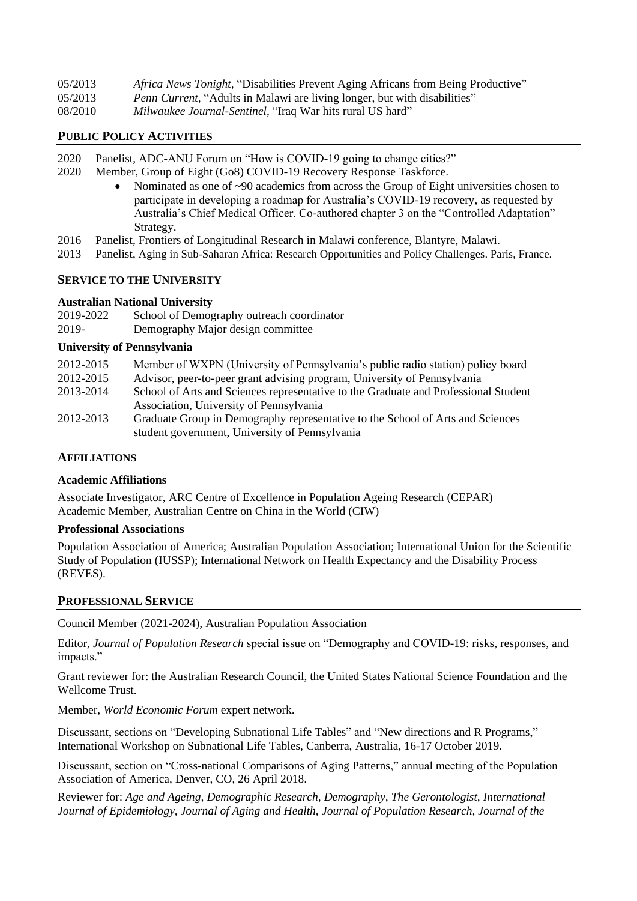05/2013 *Africa News Tonight*, "Disabilities Prevent Aging Africans from Being Productive"
05/2013 *Penn Current*, "Adults in Malawi are living longer, but with disabilities"
08/2010 *Milwaukee Journal-Sentinel*, "Iraq War hits rural US hard"

## PUBLIC POLICY ACTIVITIES

2020 Panelist, ADC-ANU Forum on "How is COVID-19 going to change cities?"
2020 Member, Group of Eight (Go8) COVID-19 Recovery Response Taskforce.

- Nominated as one of ~90 academics from across the Group of Eight universities chosen to participate in developing a roadmap for Australia's COVID-19 recovery, as requested by Australia's Chief Medical Officer. Co-authored chapter 3 on the "Controlled Adaptation" Strategy.

2016 Panelist, Frontiers of Longitudinal Research in Malawi conference, Blantyre, Malawi.
2013 Panelist, Aging in Sub-Saharan Africa: Research Opportunities and Policy Challenges. Paris, France.

## SERVICE TO THE UNIVERSITY

**Australian National University**

2019-2022 School of Demography outreach coordinator
2019- Demography Major design committee

**University of Pennsylvania**

2012-2015 Member of WXPN (University of Pennsylvania's public radio station) policy board
2012-2015 Advisor, peer-to-peer grant advising program, University of Pennsylvania
2013-2014 School of Arts and Sciences representative to the Graduate and Professional Student Association, University of Pennsylvania
2012-2013 Graduate Group in Demography representative to the School of Arts and Sciences student government, University of Pennsylvania

## AFFILIATIONS

**Academic Affiliations**

Associate Investigator, ARC Centre of Excellence in Population Ageing Research (CEPAR)
Academic Member, Australian Centre on China in the World (CIW)

**Professional Associations**

Population Association of America; Australian Population Association; International Union for the Scientific Study of Population (IUSSP); International Network on Health Expectancy and the Disability Process (REVES).

## PROFESSIONAL SERVICE

Council Member (2021-2024), Australian Population Association

Editor, *Journal of Population Research* special issue on "Demography and COVID-19: risks, responses, and impacts."

Grant reviewer for: the Australian Research Council, the United States National Science Foundation and the Wellcome Trust.

Member, *World Economic Forum* expert network.

Discussant, sections on "Developing Subnational Life Tables" and "New directions and R Programs," International Workshop on Subnational Life Tables, Canberra, Australia, 16-17 October 2019.

Discussant, section on "Cross-national Comparisons of Aging Patterns," annual meeting of the Population Association of America, Denver, CO, 26 April 2018.

Reviewer for: *Age and Ageing, Demographic Research, Demography, The Gerontologist, International Journal of Epidemiology, Journal of Aging and Health, Journal of Population Research, Journal of the*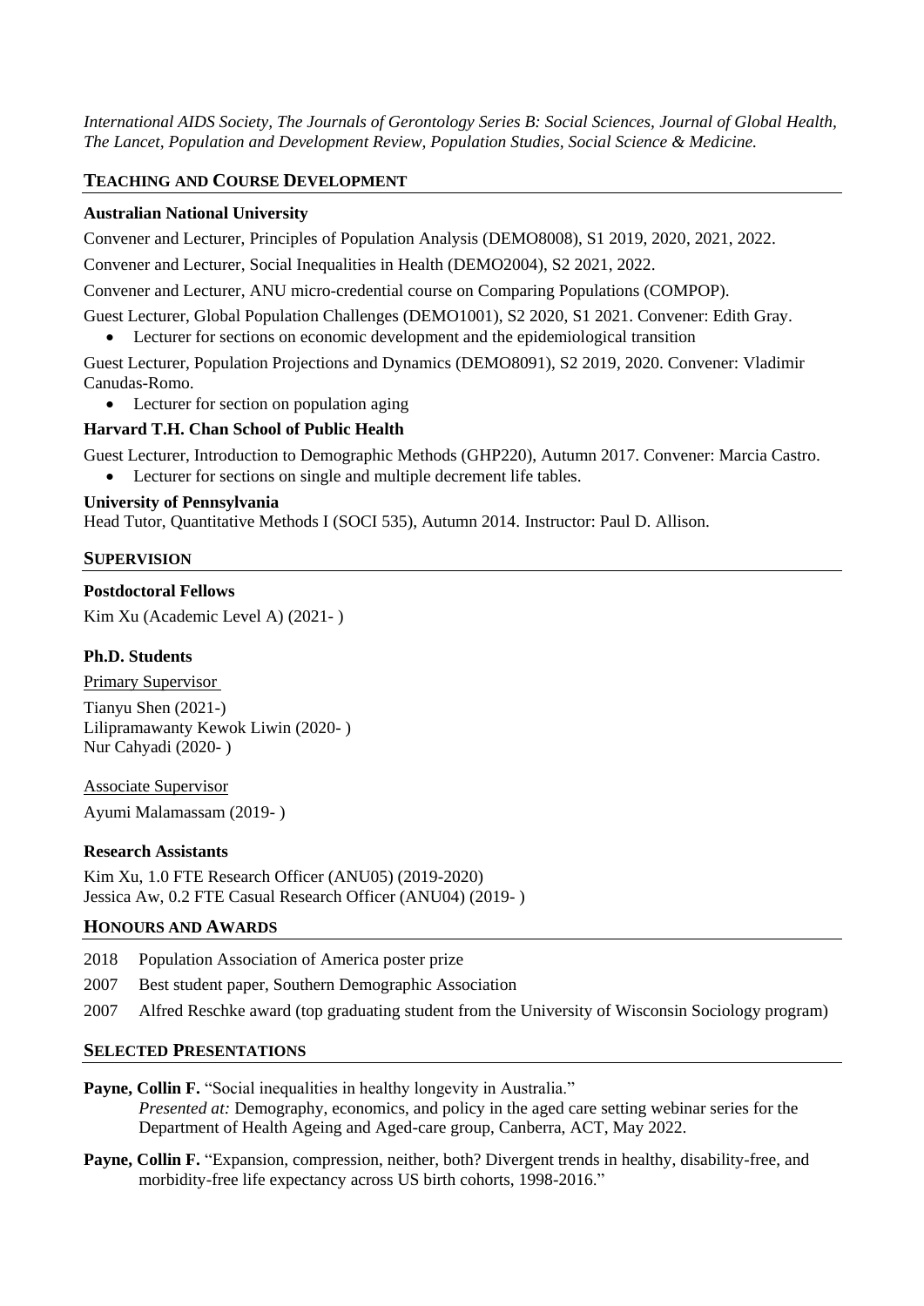*International AIDS Society, The Journals of Gerontology Series B: Social Sciences, Journal of Global Health, The Lancet, Population and Development Review, Population Studies, Social Science & Medicine.*

## TEACHING AND COURSE DEVELOPMENT

**Australian National University**

Convener and Lecturer, Principles of Population Analysis (DEMO8008), S1 2019, 2020, 2021, 2022.

Convener and Lecturer, Social Inequalities in Health (DEMO2004), S2 2021, 2022.

Convener and Lecturer, ANU micro-credential course on Comparing Populations (COMPOP).

Guest Lecturer, Global Population Challenges (DEMO1001), S2 2020, S1 2021. Convener: Edith Gray.

- Lecturer for sections on economic development and the epidemiological transition

Guest Lecturer, Population Projections and Dynamics (DEMO8091), S2 2019, 2020. Convener: Vladimir Canudas-Romo.

- Lecturer for section on population aging

**Harvard T.H. Chan School of Public Health**

Guest Lecturer, Introduction to Demographic Methods (GHP220), Autumn 2017. Convener: Marcia Castro.

- Lecturer for sections on single and multiple decrement life tables.

**University of Pennsylvania**
Head Tutor, Quantitative Methods I (SOCI 535), Autumn 2014. Instructor: Paul D. Allison.

## SUPERVISION

**Postdoctoral Fellows**

Kim Xu (Academic Level A) (2021- )

**Ph.D. Students**

Primary Supervisor

Tianyu Shen (2021-)
Lilipramawanty Kewok Liwin (2020- )
Nur Cahyadi (2020- )

Associate Supervisor

Ayumi Malamassam (2019- )

**Research Assistants**

Kim Xu, 1.0 FTE Research Officer (ANU05) (2019-2020)
Jessica Aw, 0.2 FTE Casual Research Officer (ANU04) (2019- )

## HONOURS AND AWARDS

2018 Population Association of America poster prize

2007 Best student paper, Southern Demographic Association

2007 Alfred Reschke award (top graduating student from the University of Wisconsin Sociology program)

## SELECTED PRESENTATIONS

**Payne, Collin F.** "Social inequalities in healthy longevity in Australia."
*Presented at:* Demography, economics, and policy in the aged care setting webinar series for the Department of Health Ageing and Aged-care group, Canberra, ACT, May 2022.

**Payne, Collin F.** "Expansion, compression, neither, both? Divergent trends in healthy, disability-free, and morbidity-free life expectancy across US birth cohorts, 1998-2016."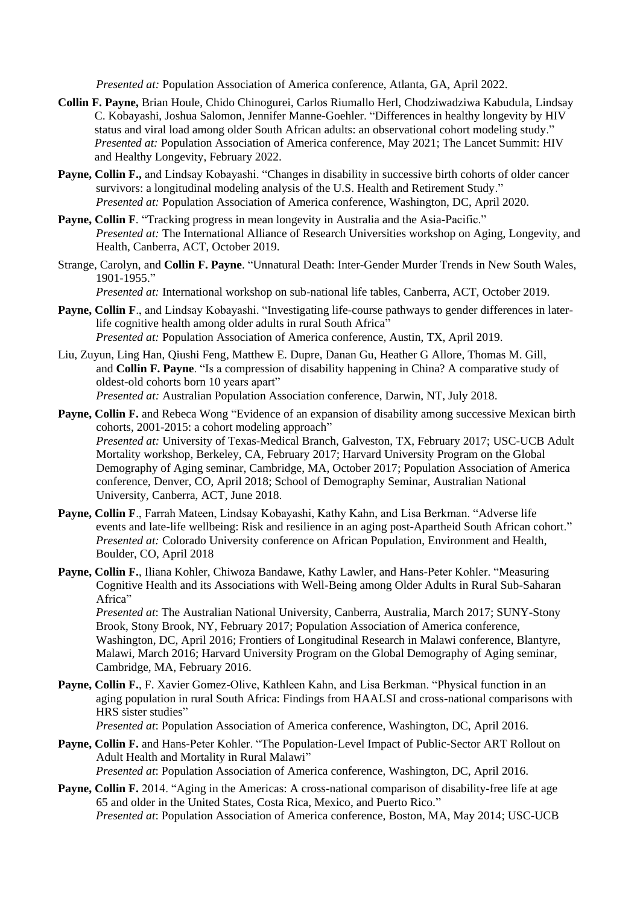*Presented at:* Population Association of America conference, Atlanta, GA, April 2022.

**Collin F. Payne,** Brian Houle, Chido Chinogurei, Carlos Riumallo Herl, Chodziwadziwa Kabudula, Lindsay C. Kobayashi, Joshua Salomon, Jennifer Manne-Goehler. "Differences in healthy longevity by HIV status and viral load among older South African adults: an observational cohort modeling study." *Presented at:* Population Association of America conference, May 2021; The Lancet Summit: HIV and Healthy Longevity, February 2022.

**Payne, Collin F.,** and Lindsay Kobayashi. "Changes in disability in successive birth cohorts of older cancer survivors: a longitudinal modeling analysis of the U.S. Health and Retirement Study." *Presented at:* Population Association of America conference, Washington, DC, April 2020.

**Payne, Collin F**. "Tracking progress in mean longevity in Australia and the Asia-Pacific." *Presented at:* The International Alliance of Research Universities workshop on Aging, Longevity, and Health, Canberra, ACT, October 2019.

Strange, Carolyn, and **Collin F. Payne**. "Unnatural Death: Inter-Gender Murder Trends in New South Wales, 1901-1955." *Presented at:* International workshop on sub-national life tables, Canberra, ACT, October 2019.

**Payne, Collin F**., and Lindsay Kobayashi. "Investigating life-course pathways to gender differences in later-life cognitive health among older adults in rural South Africa" *Presented at:* Population Association of America conference, Austin, TX, April 2019.

Liu, Zuyun, Ling Han, Qiushi Feng, Matthew E. Dupre, Danan Gu, Heather G Allore, Thomas M. Gill, and **Collin F. Payne**. "Is a compression of disability happening in China? A comparative study of oldest-old cohorts born 10 years apart" *Presented at:* Australian Population Association conference, Darwin, NT, July 2018.

**Payne, Collin F.** and Rebeca Wong "Evidence of an expansion of disability among successive Mexican birth cohorts, 2001-2015: a cohort modeling approach" *Presented at:* University of Texas-Medical Branch, Galveston, TX, February 2017; USC-UCB Adult Mortality workshop, Berkeley, CA, February 2017; Harvard University Program on the Global Demography of Aging seminar, Cambridge, MA, October 2017; Population Association of America conference, Denver, CO, April 2018; School of Demography Seminar, Australian National University, Canberra, ACT, June 2018.

**Payne, Collin F**., Farrah Mateen, Lindsay Kobayashi, Kathy Kahn, and Lisa Berkman. "Adverse life events and late-life wellbeing: Risk and resilience in an aging post-Apartheid South African cohort." *Presented at:* Colorado University conference on African Population, Environment and Health, Boulder, CO, April 2018

**Payne, Collin F.**, Iliana Kohler, Chiwoza Bandawe, Kathy Lawler, and Hans-Peter Kohler. "Measuring Cognitive Health and its Associations with Well-Being among Older Adults in Rural Sub-Saharan Africa" *Presented at*: The Australian National University, Canberra, Australia, March 2017; SUNY-Stony Brook, Stony Brook, NY, February 2017; Population Association of America conference, Washington, DC, April 2016; Frontiers of Longitudinal Research in Malawi conference, Blantyre, Malawi, March 2016; Harvard University Program on the Global Demography of Aging seminar, Cambridge, MA, February 2016.

**Payne, Collin F.**, F. Xavier Gomez-Olive, Kathleen Kahn, and Lisa Berkman. "Physical function in an aging population in rural South Africa: Findings from HAALSI and cross-national comparisons with HRS sister studies" *Presented at*: Population Association of America conference, Washington, DC, April 2016.

**Payne, Collin F.** and Hans-Peter Kohler. "The Population-Level Impact of Public-Sector ART Rollout on Adult Health and Mortality in Rural Malawi" *Presented at*: Population Association of America conference, Washington, DC, April 2016.

**Payne, Collin F.** 2014. "Aging in the Americas: A cross-national comparison of disability-free life at age 65 and older in the United States, Costa Rica, Mexico, and Puerto Rico." *Presented at*: Population Association of America conference, Boston, MA, May 2014; USC-UCB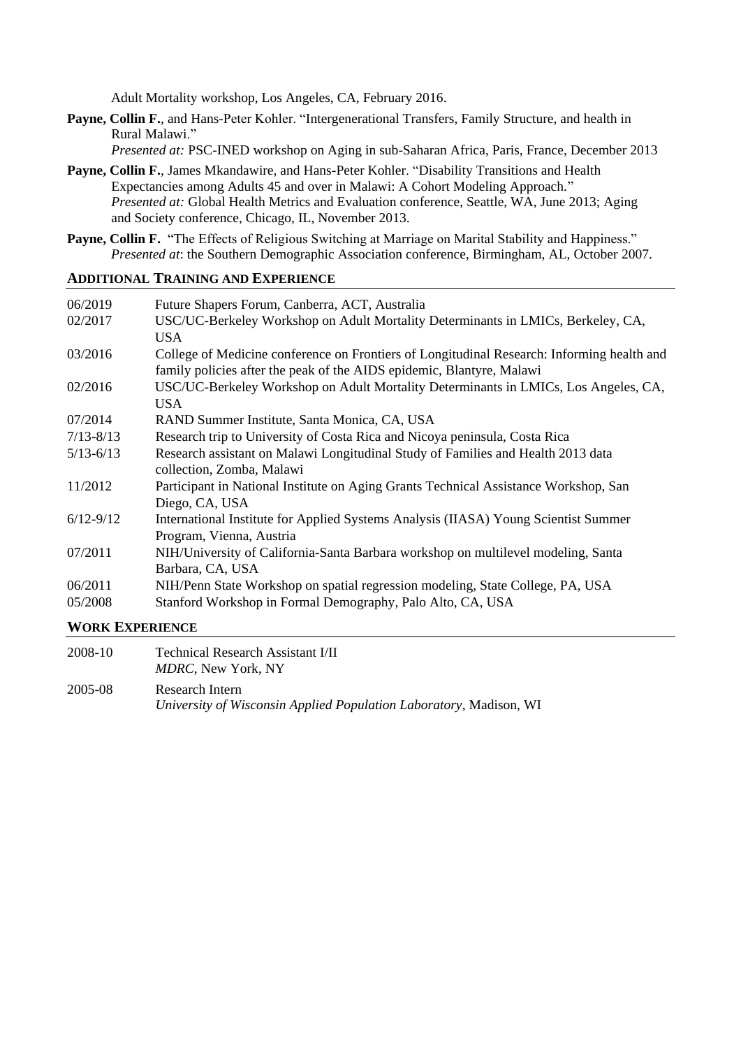Adult Mortality workshop, Los Angeles, CA, February 2016.

**Payne, Collin F.**, and Hans-Peter Kohler. "Intergenerational Transfers, Family Structure, and health in Rural Malawi."
*Presented at:* PSC-INED workshop on Aging in sub-Saharan Africa, Paris, France, December 2013

**Payne, Collin F.**, James Mkandawire, and Hans-Peter Kohler. "Disability Transitions and Health Expectancies among Adults 45 and over in Malawi: A Cohort Modeling Approach."
*Presented at:* Global Health Metrics and Evaluation conference, Seattle, WA, June 2013; Aging and Society conference, Chicago, IL, November 2013.

**Payne, Collin F.** "The Effects of Religious Switching at Marriage on Marital Stability and Happiness."
*Presented at*: the Southern Demographic Association conference, Birmingham, AL, October 2007.

## ADDITIONAL TRAINING AND EXPERIENCE

| | |
|---|---|
| 06/2019 | Future Shapers Forum, Canberra, ACT, Australia |
| 02/2017 | USC/UC-Berkeley Workshop on Adult Mortality Determinants in LMICs, Berkeley, CA, USA |
| 03/2016 | College of Medicine conference on Frontiers of Longitudinal Research: Informing health and family policies after the peak of the AIDS epidemic, Blantyre, Malawi |
| 02/2016 | USC/UC-Berkeley Workshop on Adult Mortality Determinants in LMICs, Los Angeles, CA, USA |
| 07/2014 | RAND Summer Institute, Santa Monica, CA, USA |
| 7/13-8/13 | Research trip to University of Costa Rica and Nicoya peninsula, Costa Rica |
| 5/13-6/13 | Research assistant on Malawi Longitudinal Study of Families and Health 2013 data collection, Zomba, Malawi |
| 11/2012 | Participant in National Institute on Aging Grants Technical Assistance Workshop, San Diego, CA, USA |
| 6/12-9/12 | International Institute for Applied Systems Analysis (IIASA) Young Scientist Summer Program, Vienna, Austria |
| 07/2011 | NIH/University of California-Santa Barbara workshop on multilevel modeling, Santa Barbara, CA, USA |
| 06/2011 | NIH/Penn State Workshop on spatial regression modeling, State College, PA, USA |
| 05/2008 | Stanford Workshop in Formal Demography, Palo Alto, CA, USA |

## WORK EXPERIENCE

| | |
|---|---|
| 2008-10 | Technical Research Assistant I/II<br>*MDRC*, New York, NY |
| 2005-08 | Research Intern<br>*University of Wisconsin Applied Population Laboratory*, Madison, WI |